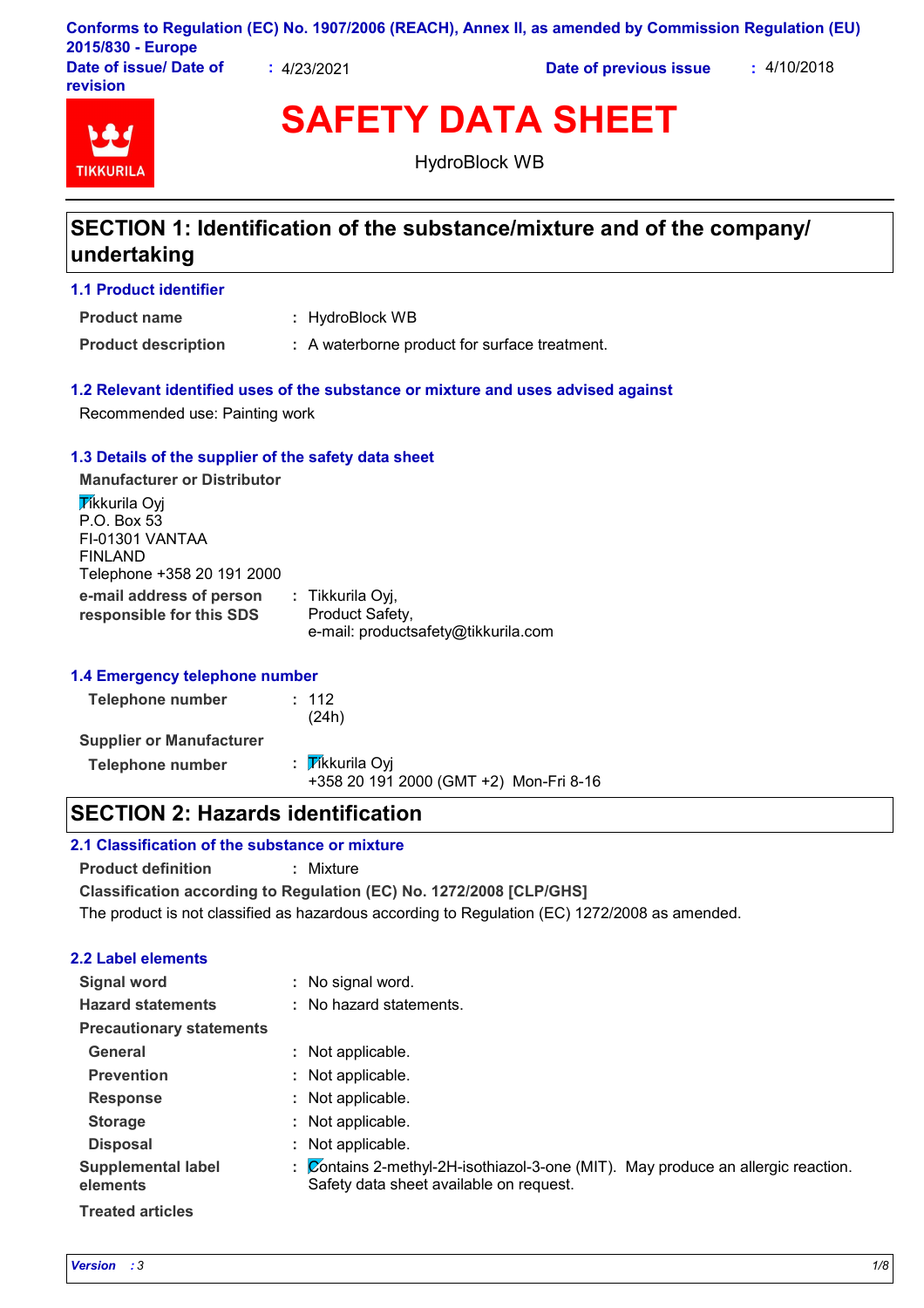Conforms to Regulation (EC) No. 1907/2006 (REACH), Annex II, as amended by Commission Regulation (EU) 2015/830 - Europe

| | | | |
|---|---|---|---|
| **Date of issue/ Date of revision** | : 4/23/2021 | **Date of previous issue** | : 4/10/2018 |

TIKKURILA

# SAFETY DATA SHEET

HydroBlock WB

## SECTION 1: Identification of the substance/mixture and of the company/ undertaking

### 1.1 Product identifier

**Product name** : HydroBlock WB

**Product description** : A waterborne product for surface treatment.

### 1.2 Relevant identified uses of the substance or mixture and uses advised against

Recommended use: Painting work

### 1.3 Details of the supplier of the safety data sheet

**Manufacturer or Distributor**

Tikkurila Oyj
P.O. Box 53
FI-01301 VANTAA
FINLAND
Telephone +358 20 191 2000

**e-mail address of person responsible for this SDS** : Tikkurila Oyj, Product Safety, e-mail: productsafety@tikkurila.com

### 1.4 Emergency telephone number

**Telephone number** : 112 (24h)

**Supplier or Manufacturer**

**Telephone number** : Tikkurila Oyj
+358 20 191 2000 (GMT +2) Mon-Fri 8-16

## SECTION 2: Hazards identification

### 2.1 Classification of the substance or mixture

**Product definition** : Mixture

**Classification according to Regulation (EC) No. 1272/2008 [CLP/GHS]**

The product is not classified as hazardous according to Regulation (EC) 1272/2008 as amended.

### 2.2 Label elements

**Signal word** : No signal word.

**Hazard statements** : No hazard statements.

**Precautionary statements**

**General** : Not applicable.

**Prevention** : Not applicable.

**Response** : Not applicable.

**Storage** : Not applicable.

**Disposal** : Not applicable.

**Supplemental label elements** : Contains 2-methyl-2H-isothiazol-3-one (MIT). May produce an allergic reaction. Safety data sheet available on request.

**Treated articles**

*Version : 3*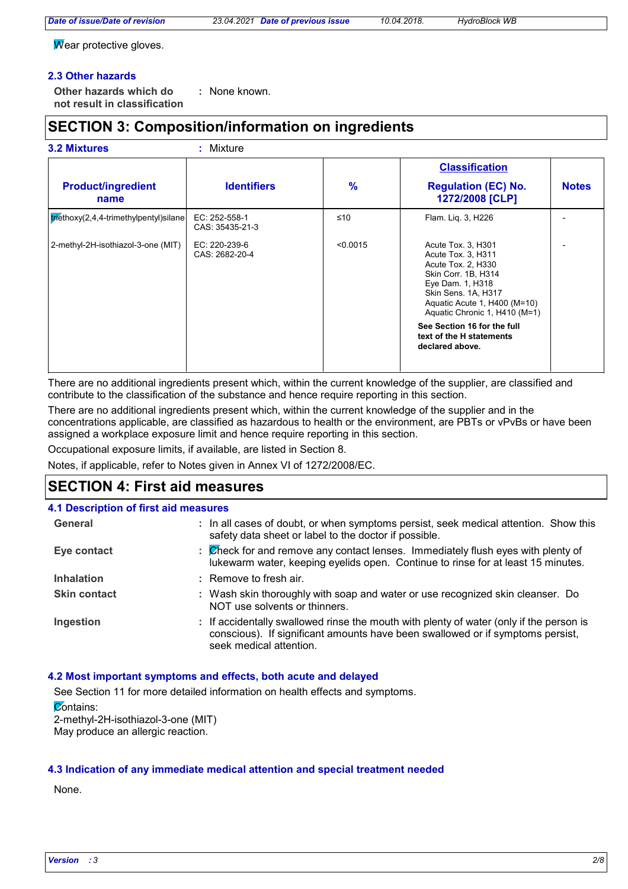Wear protective gloves.

### 2.3 Other hazards

**Other hazards which do not result in classification** : None known.

## SECTION 3: Composition/information on ingredients

**3.2 Mixtures** : Mixture

| Product/ingredient name | Identifiers | % | Classification Regulation (EC) No. 1272/2008 [CLP] | Notes |
|---|---|---|---|---|
| triethoxy(2,4,4-trimethylpentyl)silane | EC: 252-558-1<br>CAS: 35435-21-3 | ≤10 | Flam. Liq. 3, H226 | - |
| 2-methyl-2H-isothiazol-3-one (MIT) | EC: 220-239-6<br>CAS: 2682-20-4 | <0.0015 | Acute Tox. 3, H301<br>Acute Tox. 3, H311<br>Acute Tox. 2, H330<br>Skin Corr. 1B, H314<br>Eye Dam. 1, H318<br>Skin Sens. 1A, H317<br>Aquatic Acute 1, H400 (M=10)<br>Aquatic Chronic 1, H410 (M=1)<br><br>**See Section 16 for the full text of the H statements declared above.** | - |

There are no additional ingredients present which, within the current knowledge of the supplier, are classified and contribute to the classification of the substance and hence require reporting in this section.

There are no additional ingredients present which, within the current knowledge of the supplier and in the concentrations applicable, are classified as hazardous to health or the environment, are PBTs or vPvBs or have been assigned a workplace exposure limit and hence require reporting in this section.

Occupational exposure limits, if available, are listed in Section 8.

Notes, if applicable, refer to Notes given in Annex VI of 1272/2008/EC.

## SECTION 4: First aid measures

### 4.1 Description of first aid measures

**General** : In all cases of doubt, or when symptoms persist, seek medical attention. Show this safety data sheet or label to the doctor if possible.

**Eye contact** : Check for and remove any contact lenses. Immediately flush eyes with plenty of lukewarm water, keeping eyelids open. Continue to rinse for at least 15 minutes.

**Inhalation** : Remove to fresh air.

**Skin contact** : Wash skin thoroughly with soap and water or use recognized skin cleanser. Do NOT use solvents or thinners.

**Ingestion** : If accidentally swallowed rinse the mouth with plenty of water (only if the person is conscious). If significant amounts have been swallowed or if symptoms persist, seek medical attention.

### 4.2 Most important symptoms and effects, both acute and delayed

See Section 11 for more detailed information on health effects and symptoms.

Contains:
2-methyl-2H-isothiazol-3-one (MIT)
May produce an allergic reaction.

### 4.3 Indication of any immediate medical attention and special treatment needed

None.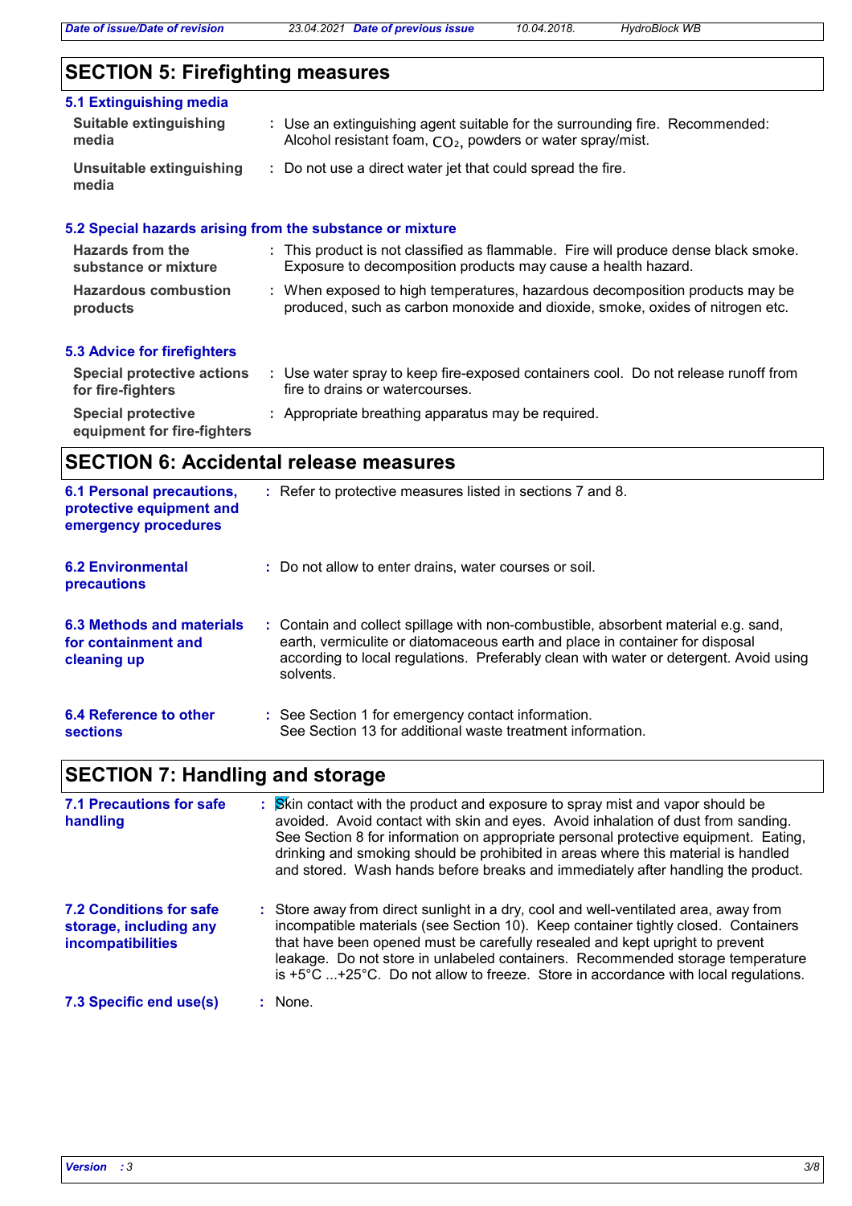## SECTION 5: Firefighting measures

### 5.1 Extinguishing media

**Suitable extinguishing media** : Use an extinguishing agent suitable for the surrounding fire. Recommended: Alcohol resistant foam, $CO_2$, powders or water spray/mist.

**Unsuitable extinguishing media** : Do not use a direct water jet that could spread the fire.

### 5.2 Special hazards arising from the substance or mixture

**Hazards from the substance or mixture** : This product is not classified as flammable. Fire will produce dense black smoke. Exposure to decomposition products may cause a health hazard.

**Hazardous combustion products** : When exposed to high temperatures, hazardous decomposition products may be produced, such as carbon monoxide and dioxide, smoke, oxides of nitrogen etc.

### 5.3 Advice for firefighters

**Special protective actions for fire-fighters** : Use water spray to keep fire-exposed containers cool. Do not release runoff from fire to drains or watercourses.

**Special protective equipment for fire-fighters** : Appropriate breathing apparatus may be required.

## SECTION 6: Accidental release measures

**6.1 Personal precautions, protective equipment and emergency procedures** : Refer to protective measures listed in sections 7 and 8.

**6.2 Environmental precautions** : Do not allow to enter drains, water courses or soil.

**6.3 Methods and materials for containment and cleaning up** : Contain and collect spillage with non-combustible, absorbent material e.g. sand, earth, vermiculite or diatomaceous earth and place in container for disposal according to local regulations. Preferably clean with water or detergent. Avoid using solvents.

**6.4 Reference to other sections** : See Section 1 for emergency contact information.
See Section 13 for additional waste treatment information.

## SECTION 7: Handling and storage

**7.1 Precautions for safe handling** : Skin contact with the product and exposure to spray mist and vapor should be avoided. Avoid contact with skin and eyes. Avoid inhalation of dust from sanding. See Section 8 for information on appropriate personal protective equipment. Eating, drinking and smoking should be prohibited in areas where this material is handled and stored. Wash hands before breaks and immediately after handling the product.

**7.2 Conditions for safe storage, including any incompatibilities** : Store away from direct sunlight in a dry, cool and well-ventilated area, away from incompatible materials (see Section 10). Keep container tightly closed. Containers that have been opened must be carefully resealed and kept upright to prevent leakage. Do not store in unlabeled containers. Recommended storage temperature is +5°C ...+25°C. Do not allow to freeze. Store in accordance with local regulations.

**7.3 Specific end use(s)** : None.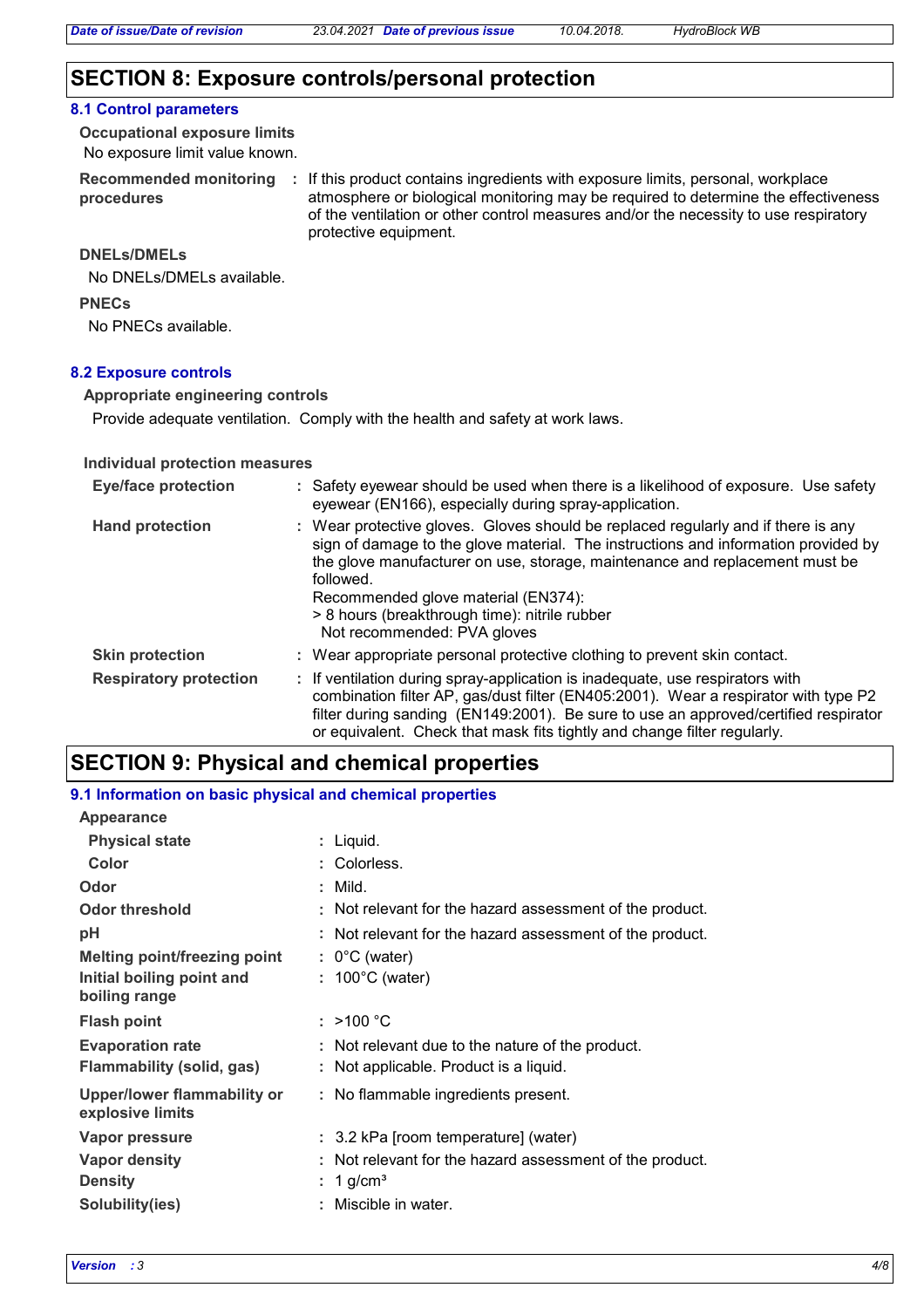## SECTION 8: Exposure controls/personal protection

### 8.1 Control parameters

**Occupational exposure limits**

No exposure limit value known.

**Recommended monitoring procedures** : If this product contains ingredients with exposure limits, personal, workplace atmosphere or biological monitoring may be required to determine the effectiveness of the ventilation or other control measures and/or the necessity to use respiratory protective equipment.

**DNELs/DMELs**

No DNELs/DMELs available.

**PNECs**

No PNECs available.

### 8.2 Exposure controls

**Appropriate engineering controls**

Provide adequate ventilation. Comply with the health and safety at work laws.

**Individual protection measures**

**Eye/face protection** : Safety eyewear should be used when there is a likelihood of exposure. Use safety eyewear (EN166), especially during spray-application.

**Hand protection** : Wear protective gloves. Gloves should be replaced regularly and if there is any sign of damage to the glove material. The instructions and information provided by the glove manufacturer on use, storage, maintenance and replacement must be followed.
Recommended glove material (EN374):
> 8 hours (breakthrough time): nitrile rubber
Not recommended: PVA gloves

**Skin protection** : Wear appropriate personal protective clothing to prevent skin contact.

**Respiratory protection** : If ventilation during spray-application is inadequate, use respirators with combination filter AP, gas/dust filter (EN405:2001). Wear a respirator with type P2 filter during sanding (EN149:2001). Be sure to use an approved/certified respirator or equivalent. Check that mask fits tightly and change filter regularly.

## SECTION 9: Physical and chemical properties

### 9.1 Information on basic physical and chemical properties

**Appearance**

| | | |
|---|---|---|
| **Physical state** | : | Liquid. |
| **Color** | : | Colorless. |
| **Odor** | : | Mild. |
| **Odor threshold** | : | Not relevant for the hazard assessment of the product. |
| **pH** | : | Not relevant for the hazard assessment of the product. |
| **Melting point/freezing point** | : | 0°C (water) |
| **Initial boiling point and boiling range** | : | 100°C (water) |
| **Flash point** | : | >100 °C |
| **Evaporation rate** | : | Not relevant due to the nature of the product. |
| **Flammability (solid, gas)** | : | Not applicable. Product is a liquid. |
| **Upper/lower flammability or explosive limits** | : | No flammable ingredients present. |
| **Vapor pressure** | : | 3.2 kPa [room temperature] (water) |
| **Vapor density** | : | Not relevant for the hazard assessment of the product. |
| **Density** | : | 1 g/cm³ |
| **Solubility(ies)** | : | Miscible in water. |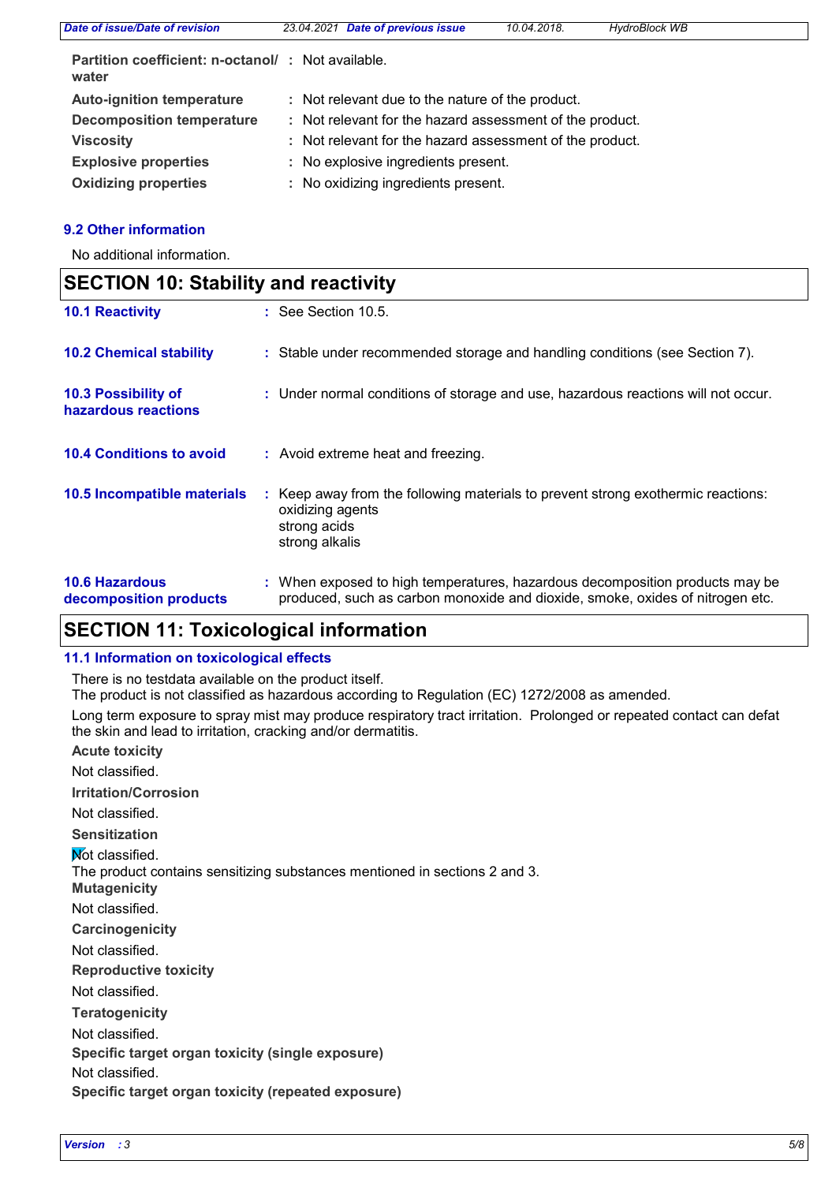| | | |
|---|---|---|
| **Partition coefficient: n-octanol/ water** | : | Not available. |
| **Auto-ignition temperature** | : | Not relevant due to the nature of the product. |
| **Decomposition temperature** | : | Not relevant for the hazard assessment of the product. |
| **Viscosity** | : | Not relevant for the hazard assessment of the product. |
| **Explosive properties** | : | No explosive ingredients present. |
| **Oxidizing properties** | : | No oxidizing ingredients present. |

### 9.2 Other information

No additional information.

## SECTION 10: Stability and reactivity

| | | |
|---|---|---|
| **10.1 Reactivity** | : | See Section 10.5. |
| **10.2 Chemical stability** | : | Stable under recommended storage and handling conditions (see Section 7). |
| **10.3 Possibility of hazardous reactions** | : | Under normal conditions of storage and use, hazardous reactions will not occur. |
| **10.4 Conditions to avoid** | : | Avoid extreme heat and freezing. |
| **10.5 Incompatible materials** | : | Keep away from the following materials to prevent strong exothermic reactions: oxidizing agents<br>strong acids<br>strong alkalis |
| **10.6 Hazardous decomposition products** | : | When exposed to high temperatures, hazardous decomposition products may be produced, such as carbon monoxide and dioxide, smoke, oxides of nitrogen etc. |

## SECTION 11: Toxicological information

### 11.1 Information on toxicological effects

There is no testdata available on the product itself.
The product is not classified as hazardous according to Regulation (EC) 1272/2008 as amended.

Long term exposure to spray mist may produce respiratory tract irritation. Prolonged or repeated contact can defat the skin and lead to irritation, cracking and/or dermatitis.

**Acute toxicity**

Not classified.

**Irritation/Corrosion**

Not classified.

**Sensitization**

Not classified.
The product contains sensitizing substances mentioned in sections 2 and 3.

**Mutagenicity**

Not classified.

**Carcinogenicity**

Not classified.

**Reproductive toxicity**

Not classified.

**Teratogenicity**

Not classified.

**Specific target organ toxicity (single exposure)**

Not classified.

**Specific target organ toxicity (repeated exposure)**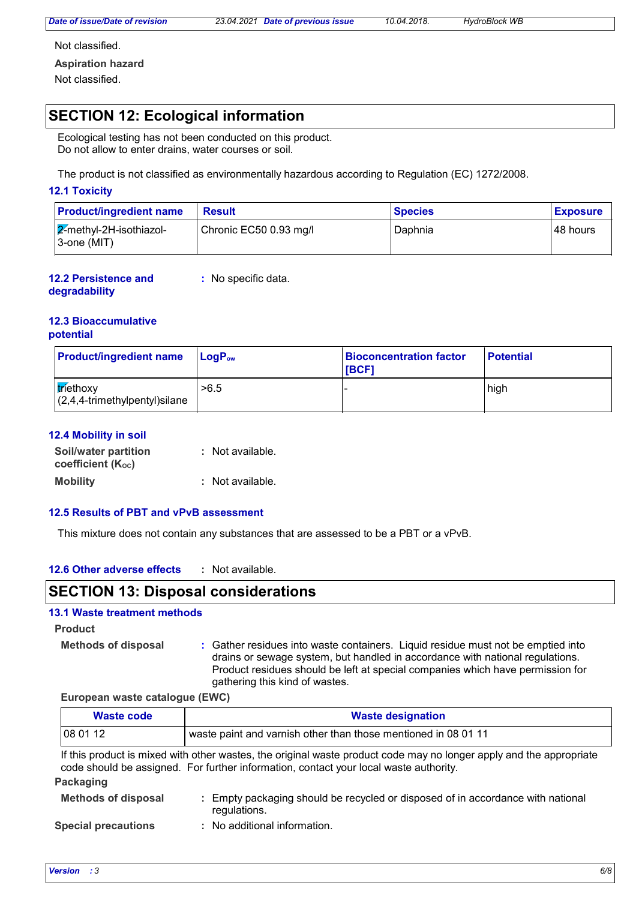Not classified.

**Aspiration hazard**

Not classified.

## SECTION 12: Ecological information

Ecological testing has not been conducted on this product.
Do not allow to enter drains, water courses or soil.

The product is not classified as environmentally hazardous according to Regulation (EC) 1272/2008.

### 12.1 Toxicity

| Product/ingredient name | Result | Species | Exposure |
|---|---|---|---|
| 2-methyl-2H-isothiazol-3-one (MIT) | Chronic EC50 0.93 mg/l | Daphnia | 48 hours |

**12.2 Persistence and degradability** : No specific data.

### 12.3 Bioaccumulative potential

| Product/ingredient name | $LogP_{ow}$ | Bioconcentration factor [BCF] | Potential |
|---|---|---|---|
| triethoxy (2,4,4-trimethylpentyl)silane | >6.5 | - | high |

### 12.4 Mobility in soil

**Soil/water partition coefficient ($K_{OC}$)** : Not available.

**Mobility** : Not available.

### 12.5 Results of PBT and vPvB assessment

This mixture does not contain any substances that are assessed to be a PBT or a vPvB.

**12.6 Other adverse effects** : Not available.

## SECTION 13: Disposal considerations

### 13.1 Waste treatment methods

**Product**

**Methods of disposal** : Gather residues into waste containers. Liquid residue must not be emptied into drains or sewage system, but handled in accordance with national regulations. Product residues should be left at special companies which have permission for gathering this kind of wastes.

**European waste catalogue (EWC)**

| Waste code | Waste designation |
|---|---|
| 08 01 12 | waste paint and varnish other than those mentioned in 08 01 11 |

If this product is mixed with other wastes, the original waste product code may no longer apply and the appropriate code should be assigned. For further information, contact your local waste authority.

**Packaging**

**Methods of disposal** : Empty packaging should be recycled or disposed of in accordance with national regulations.

**Special precautions** : No additional information.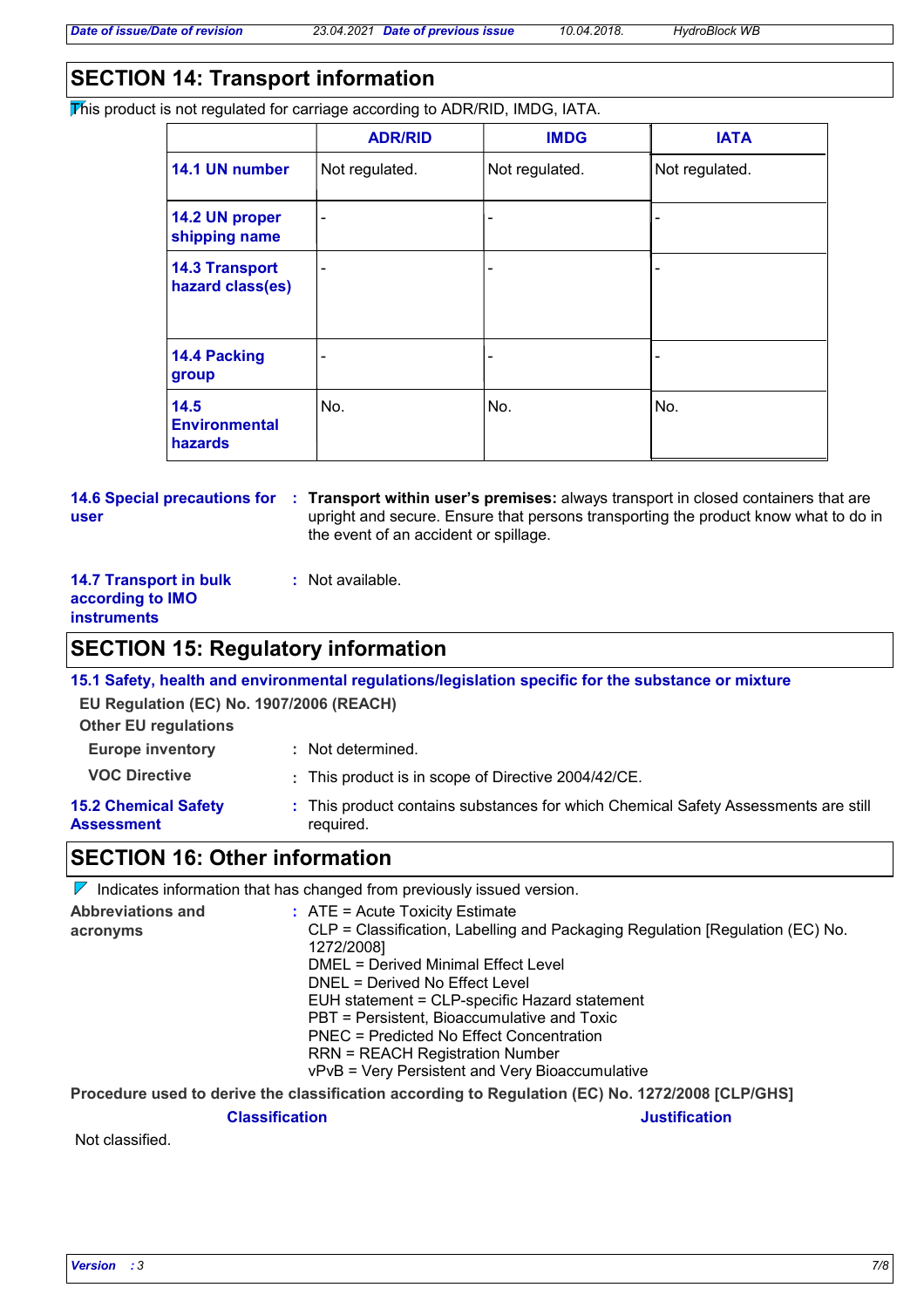## SECTION 14: Transport information

This product is not regulated for carriage according to ADR/RID, IMDG, IATA.

| | ADR/RID | IMDG | IATA |
|---|---|---|---|
| **14.1 UN number** | Not regulated. | Not regulated. | Not regulated. |
| **14.2 UN proper shipping name** | - | - | - |
| **14.3 Transport hazard class(es)** | - | - | - |
| **14.4 Packing group** | - | - | - |
| **14.5 Environmental hazards** | No. | No. | No. |

**14.6 Special precautions for user** : **Transport within user's premises:** always transport in closed containers that are upright and secure. Ensure that persons transporting the product know what to do in the event of an accident or spillage.

**14.7 Transport in bulk according to IMO instruments** : Not available.

## SECTION 15: Regulatory information

### 15.1 Safety, health and environmental regulations/legislation specific for the substance or mixture

**EU Regulation (EC) No. 1907/2006 (REACH)**

**Other EU regulations**

**Europe inventory** : Not determined.

**VOC Directive** : This product is in scope of Directive 2004/42/CE.

**15.2 Chemical Safety Assessment** : This product contains substances for which Chemical Safety Assessments are still required.

## SECTION 16: Other information

Indicates information that has changed from previously issued version.

**Abbreviations and acronyms** : ATE = Acute Toxicity Estimate
CLP = Classification, Labelling and Packaging Regulation [Regulation (EC) No. 1272/2008]
DMEL = Derived Minimal Effect Level
DNEL = Derived No Effect Level
EUH statement = CLP-specific Hazard statement
PBT = Persistent, Bioaccumulative and Toxic
PNEC = Predicted No Effect Concentration
RRN = REACH Registration Number
vPvB = Very Persistent and Very Bioaccumulative

**Procedure used to derive the classification according to Regulation (EC) No. 1272/2008 [CLP/GHS]**

| Classification | Justification |
|---|---|
| Not classified. | |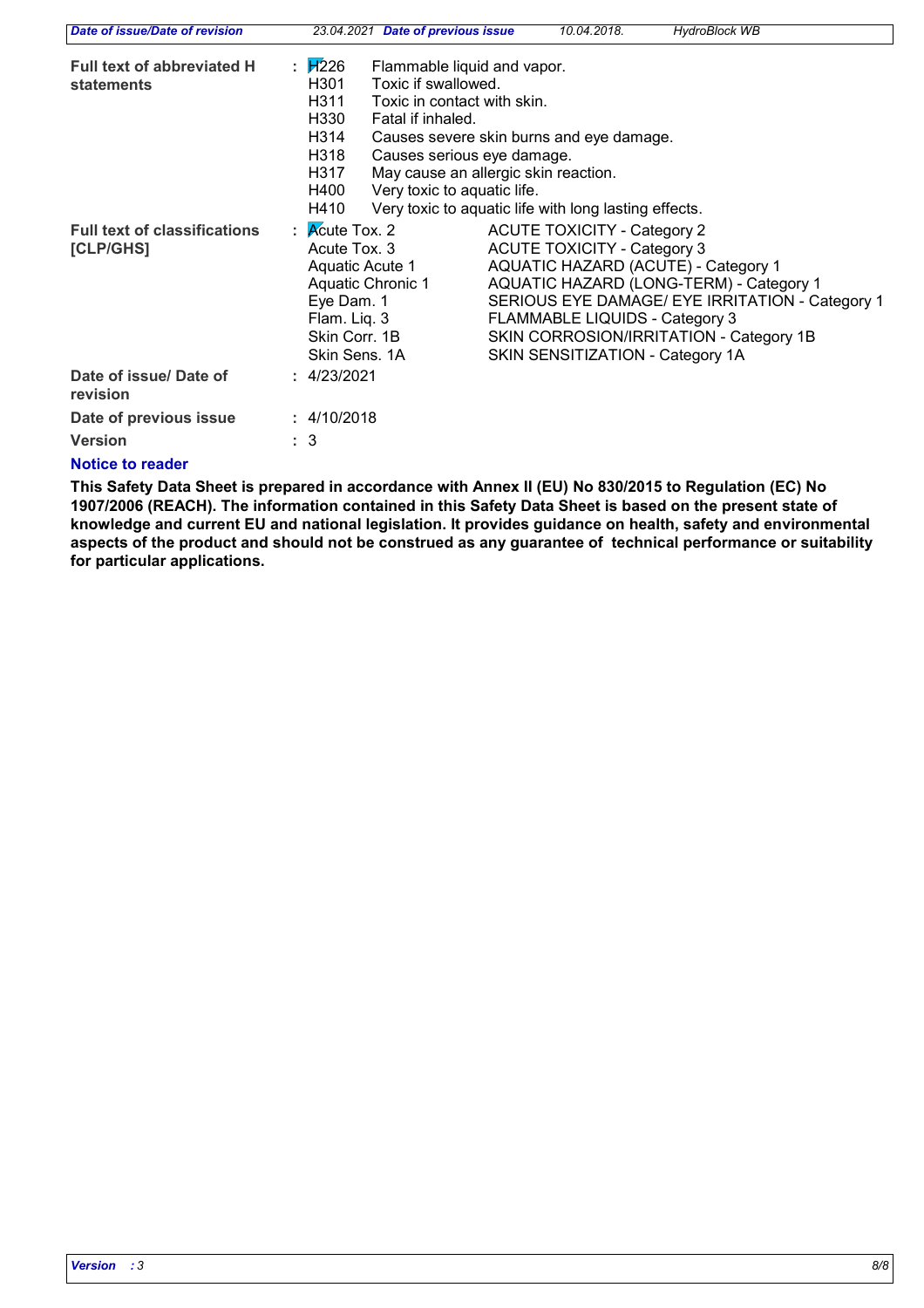| | | |
|---|---|---|
| **Full text of abbreviated H statements** | : H226 | Flammable liquid and vapor. |
| | H301 | Toxic if swallowed. |
| | H311 | Toxic in contact with skin. |
| | H330 | Fatal if inhaled. |
| | H314 | Causes severe skin burns and eye damage. |
| | H318 | Causes serious eye damage. |
| | H317 | May cause an allergic skin reaction. |
| | H400 | Very toxic to aquatic life. |
| | H410 | Very toxic to aquatic life with long lasting effects. |
| **Full text of classifications [CLP/GHS]** | : Acute Tox. 2 | ACUTE TOXICITY - Category 2 |
| | Acute Tox. 3 | ACUTE TOXICITY - Category 3 |
| | Aquatic Acute 1 | AQUATIC HAZARD (ACUTE) - Category 1 |
| | Aquatic Chronic 1 | AQUATIC HAZARD (LONG-TERM) - Category 1 |
| | Eye Dam. 1 | SERIOUS EYE DAMAGE/ EYE IRRITATION - Category 1 |
| | Flam. Liq. 3 | FLAMMABLE LIQUIDS - Category 3 |
| | Skin Corr. 1B | SKIN CORROSION/IRRITATION - Category 1B |
| | Skin Sens. 1A | SKIN SENSITIZATION - Category 1A |
| **Date of issue/ Date of revision** | : 4/23/2021 | |
| **Date of previous issue** | : 4/10/2018 | |
| **Version** | : 3 | |

## Notice to reader

**This Safety Data Sheet is prepared in accordance with Annex II (EU) No 830/2015 to Regulation (EC) No 1907/2006 (REACH). The information contained in this Safety Data Sheet is based on the present state of knowledge and current EU and national legislation. It provides guidance on health, safety and environmental aspects of the product and should not be construed as any guarantee of technical performance or suitability for particular applications.**